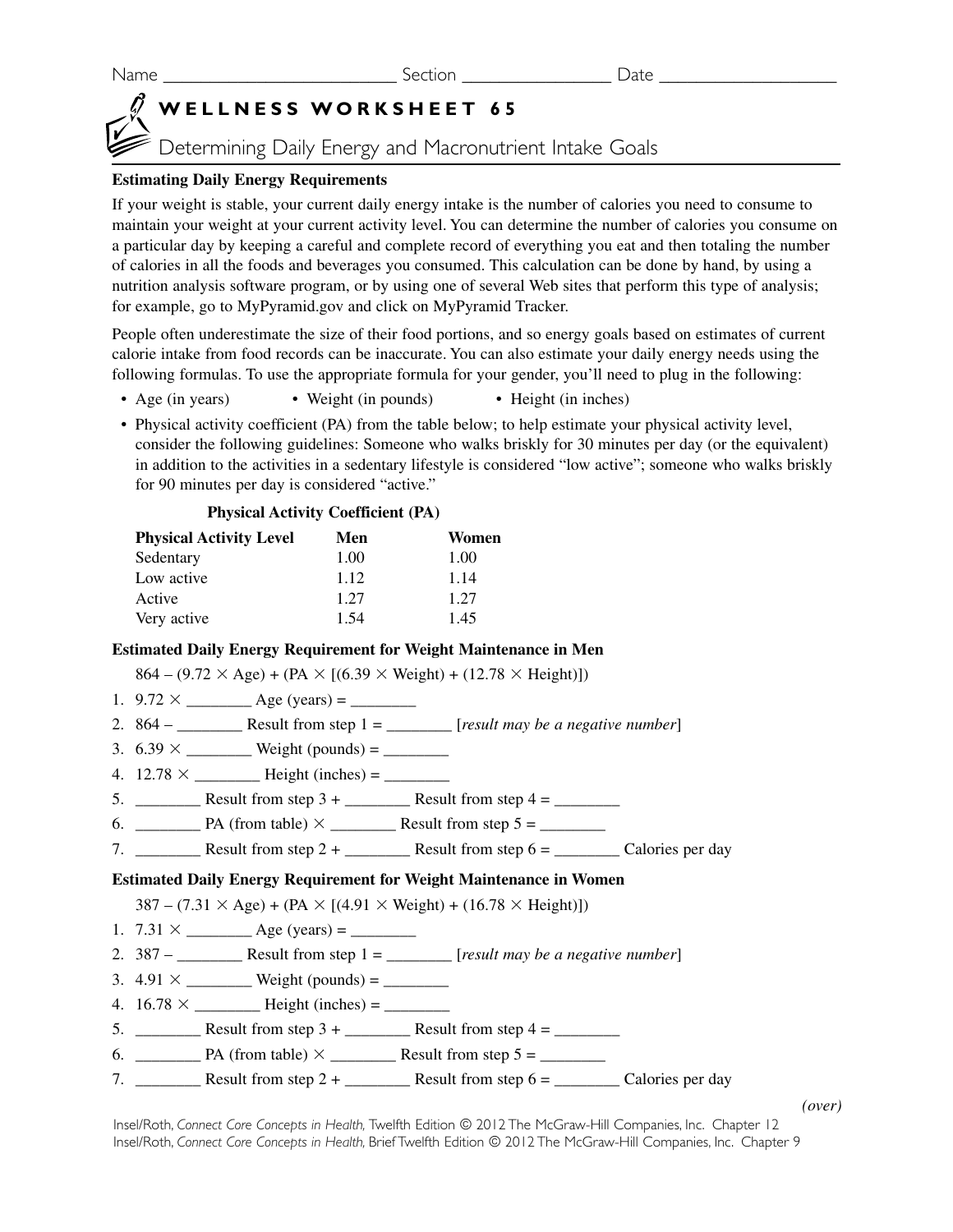Name ________________________ Section ________________ Date __________________

# WELLNESS WORKSHEET 65

## Determining Daily Energy and Macronutrient Intake Goals

**Estimating Daily Energy Requirements**

If your weight is stable, your current daily energy intake is the number of calories you need to consume to maintain your weight at your current activity level. You can determine the number of calories you consume on a particular day by keeping a careful and complete record of everything you eat and then totaling the number of calories in all the foods and beverages you consumed. This calculation can be done by hand, by using a nutrition analysis software program, or by using one of several Web sites that perform this type of analysis; for example, go to MyPyramid.gov and click on MyPyramid Tracker.

People often underestimate the size of their food portions, and so energy goals based on estimates of current calorie intake from food records can be inaccurate. You can also estimate your daily energy needs using the following formulas. To use the appropriate formula for your gender, you'll need to plug in the following:

- Age (in years)
- Weight (in pounds)
- Height (in inches)
- Physical activity coefficient (PA) from the table below; to help estimate your physical activity level, consider the following guidelines: Someone who walks briskly for 30 minutes per day (or the equivalent) in addition to the activities in a sedentary lifestyle is considered "low active"; someone who walks briskly for 90 minutes per day is considered "active."

**Physical Activity Coefficient (PA)**

| Physical Activity Level | Men | Women |
|---|---|---|
| Sedentary | 1.00 | 1.00 |
| Low active | 1.12 | 1.14 |
| Active | 1.27 | 1.27 |
| Very active | 1.54 | 1.45 |

**Estimated Daily Energy Requirement for Weight Maintenance in Men**

$864 - (9.72 \times \text{Age}) + (\text{PA} \times [(6.39 \times \text{Weight}) + (12.78 \times \text{Height})])$

1. 9.72 × ________ Age (years) = ________
2. 864 – ________ Result from step 1 = ________ [*result may be a negative number*]
3. 6.39 × ________ Weight (pounds) = ________
4. 12.78 × ________ Height (inches) = ________
5. ________ Result from step 3 + ________ Result from step 4 = ________
6. ________ PA (from table) × ________ Result from step 5 = ________
7. ________ Result from step 2 + ________ Result from step 6 = ________ Calories per day

**Estimated Daily Energy Requirement for Weight Maintenance in Women**

$387 - (7.31 \times \text{Age}) + (\text{PA} \times [(4.91 \times \text{Weight}) + (16.78 \times \text{Height})])$

1. 7.31 × ________ Age (years) = ________
2. 387 – ________ Result from step 1 = ________ [*result may be a negative number*]
3. 4.91 × ________ Weight (pounds) = ________
4. 16.78 × ________ Height (inches) = ________
5. ________ Result from step 3 + ________ Result from step 4 = ________
6. ________ PA (from table) × ________ Result from step 5 = ________
7. ________ Result from step 2 + ________ Result from step 6 = ________ Calories per day

*(over)*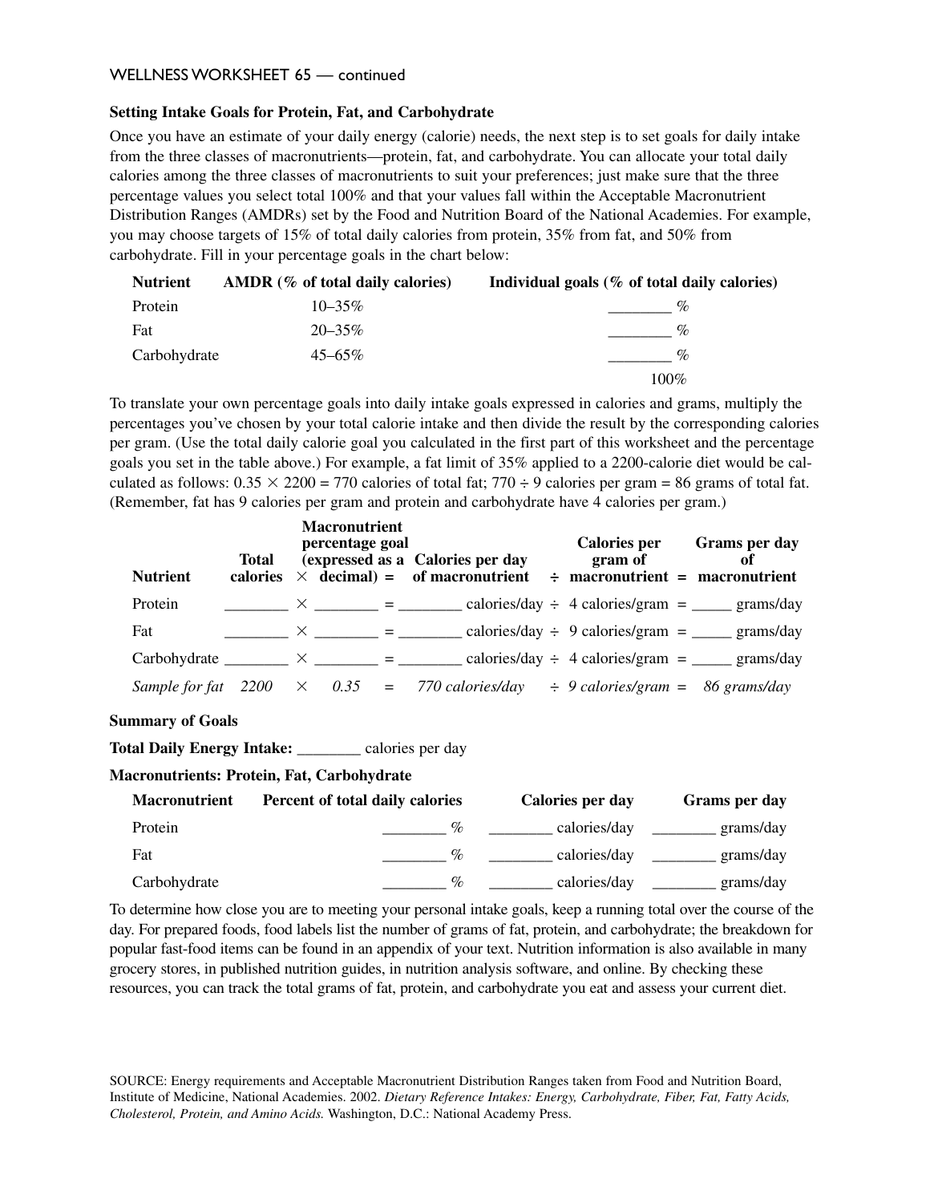WELLNESS WORKSHEET 65 — continued

**Setting Intake Goals for Protein, Fat, and Carbohydrate**

Once you have an estimate of your daily energy (calorie) needs, the next step is to set goals for daily intake from the three classes of macronutrients—protein, fat, and carbohydrate. You can allocate your total daily calories among the three classes of macronutrients to suit your preferences; just make sure that the three percentage values you select total 100% and that your values fall within the Acceptable Macronutrient Distribution Ranges (AMDRs) set by the Food and Nutrition Board of the National Academies. For example, you may choose targets of 15% of total daily calories from protein, 35% from fat, and 50% from carbohydrate. Fill in your percentage goals in the chart below:

| Nutrient | AMDR (% of total daily calories) | Individual goals (% of total daily calories) |
|---|---|---|
| Protein | 10–35% | ________ % |
| Fat | 20–35% | ________ % |
| Carbohydrate | 45–65% | ________ % |
| | | 100% |

To translate your own percentage goals into daily intake goals expressed in calories and grams, multiply the percentages you've chosen by your total calorie intake and then divide the result by the corresponding calories per gram. (Use the total daily calorie goal you calculated in the first part of this worksheet and the percentage goals you set in the table above.) For example, a fat limit of 35% applied to a 2200-calorie diet would be calculated as follows: 0.35 × 2200 = 770 calories of total fat; 770 ÷ 9 calories per gram = 86 grams of total fat. (Remember, fat has 9 calories per gram and protein and carbohydrate have 4 calories per gram.)

| Nutrient | Total calories | × | Macronutrient percentage goal (expressed as a decimal) | = | Calories per day of macronutrient | ÷ | Calories per gram of macronutrient | = | Grams per day of macronutrient |
|---|---|---|---|---|---|---|---|---|---|
| Protein | ________ | × | ________ | = | ________ calories/day | ÷ | 4 calories/gram | = | _____ grams/day |
| Fat | ________ | × | ________ | = | ________ calories/day | ÷ | 9 calories/gram | = | _____ grams/day |
| Carbohydrate | ________ | × | ________ | = | ________ calories/day | ÷ | 4 calories/gram | = | _____ grams/day |
| *Sample for fat* | *2200* | × | *0.35* | = | *770 calories/day* | ÷ | *9 calories/gram* | = | *86 grams/day* |

**Summary of Goals**

**Total Daily Energy Intake:** ________ calories per day

**Macronutrients: Protein, Fat, Carbohydrate**

| Macronutrient | Percent of total daily calories | Calories per day | Grams per day |
|---|---|---|---|
| Protein | ________ % | ________ calories/day | ________ grams/day |
| Fat | ________ % | ________ calories/day | ________ grams/day |
| Carbohydrate | ________ % | ________ calories/day | ________ grams/day |

To determine how close you are to meeting your personal intake goals, keep a running total over the course of the day. For prepared foods, food labels list the number of grams of fat, protein, and carbohydrate; the breakdown for popular fast-food items can be found in an appendix of your text. Nutrition information is also available in many grocery stores, in published nutrition guides, in nutrition analysis software, and online. By checking these resources, you can track the total grams of fat, protein, and carbohydrate you eat and assess your current diet.

SOURCE: Energy requirements and Acceptable Macronutrient Distribution Ranges taken from Food and Nutrition Board, Institute of Medicine, National Academies. 2002. *Dietary Reference Intakes: Energy, Carbohydrate, Fiber, Fat, Fatty Acids, Cholesterol, Protein, and Amino Acids.* Washington, D.C.: National Academy Press.